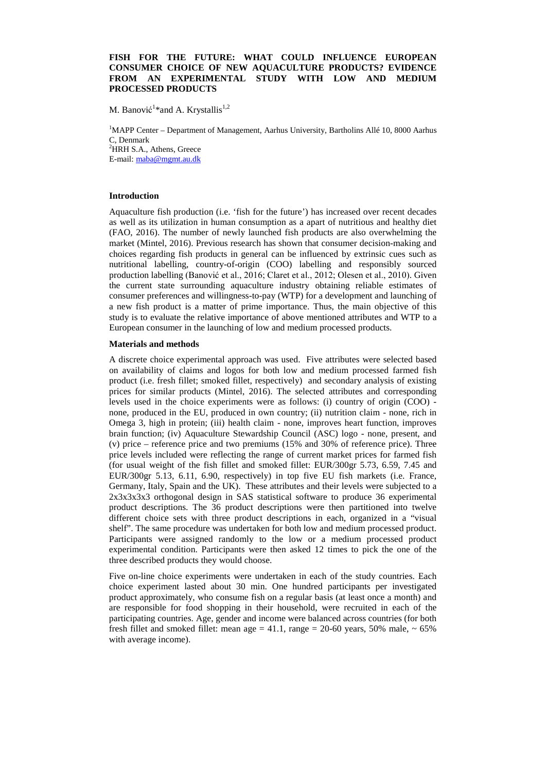# FISH FOR THE FUTURE: WHAT COULD INFLUENCE EUROPEAN CONSUMER CHOICE OF NEW AQUACULTURE PRODUCTS? EVIDENCE FROM AN EXPERIMENTAL STUDY WITH LOW AND MEDIUM PROCESSED PRODUCTS

M. Banović[1]*and A. Krystallis[1,2]

[1]MAPP Center – Department of Management, Aarhus University, Bartholins Allé 10, 8000 Aarhus C, Denmark
[2]HRH S.A., Athens, Greece
E-mail: maba@mgmt.au.dk

## Introduction

Aquaculture fish production (i.e. 'fish for the future') has increased over recent decades as well as its utilization in human consumption as a apart of nutritious and healthy diet (FAO, 2016). The number of newly launched fish products are also overwhelming the market (Mintel, 2016). Previous research has shown that consumer decision-making and choices regarding fish products in general can be influenced by extrinsic cues such as nutritional labelling, country-of-origin (COO) labelling and responsibly sourced production labelling (Banović et al., 2016; Claret et al., 2012; Olesen et al., 2010). Given the current state surrounding aquaculture industry obtaining reliable estimates of consumer preferences and willingness-to-pay (WTP) for a development and launching of a new fish product is a matter of prime importance. Thus, the main objective of this study is to evaluate the relative importance of above mentioned attributes and WTP to a European consumer in the launching of low and medium processed products.

## Materials and methods

A discrete choice experimental approach was used. Five attributes were selected based on availability of claims and logos for both low and medium processed farmed fish product (i.e. fresh fillet; smoked fillet, respectively) and secondary analysis of existing prices for similar products (Mintel, 2016). The selected attributes and corresponding levels used in the choice experiments were as follows: (i) country of origin (COO) - none, produced in the EU, produced in own country; (ii) nutrition claim - none, rich in Omega 3, high in protein; (iii) health claim - none, improves heart function, improves brain function; (iv) Aquaculture Stewardship Council (ASC) logo - none, present, and (v) price – reference price and two premiums (15% and 30% of reference price). Three price levels included were reflecting the range of current market prices for farmed fish (for usual weight of the fish fillet and smoked fillet: EUR/300gr 5.73, 6.59, 7.45 and EUR/300gr 5.13, 6.11, 6.90, respectively) in top five EU fish markets (i.e. France, Germany, Italy, Spain and the UK). These attributes and their levels were subjected to a 2x3x3x3x3 orthogonal design in SAS statistical software to produce 36 experimental product descriptions. The 36 product descriptions were then partitioned into twelve different choice sets with three product descriptions in each, organized in a "visual shelf". The same procedure was undertaken for both low and medium processed product. Participants were assigned randomly to the low or a medium processed product experimental condition. Participants were then asked 12 times to pick the one of the three described products they would choose.

Five on-line choice experiments were undertaken in each of the study countries. Each choice experiment lasted about 30 min. One hundred participants per investigated product approximately, who consume fish on a regular basis (at least once a month) and are responsible for food shopping in their household, were recruited in each of the participating countries. Age, gender and income were balanced across countries (for both fresh fillet and smoked fillet: mean age = 41.1, range = 20-60 years, 50% male, ~ 65% with average income).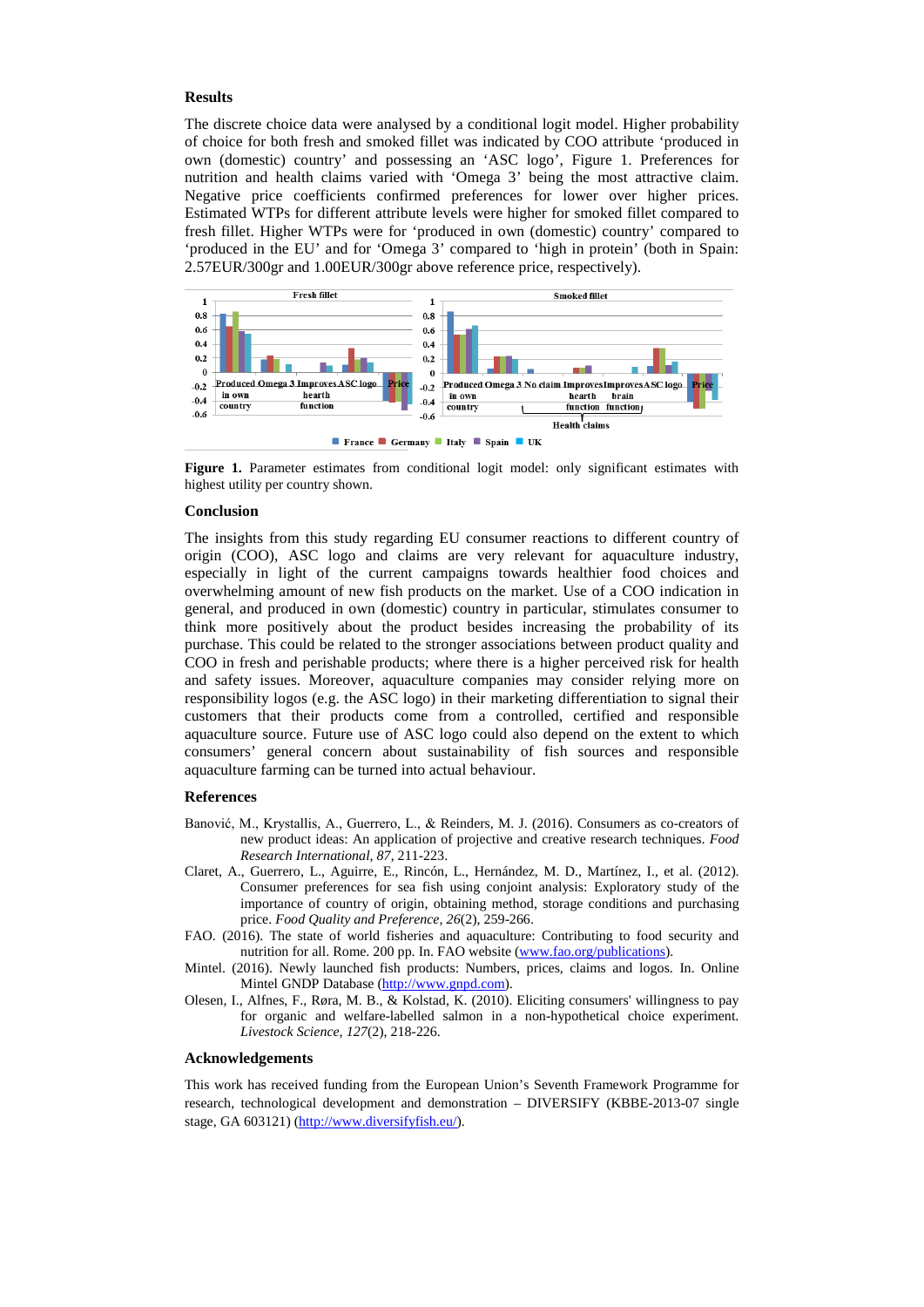## Results

The discrete choice data were analysed by a conditional logit model. Higher probability of choice for both fresh and smoked fillet was indicated by COO attribute 'produced in own (domestic) country' and possessing an 'ASC logo', Figure 1. Preferences for nutrition and health claims varied with 'Omega 3' being the most attractive claim. Negative price coefficients confirmed preferences for lower over higher prices. Estimated WTPs for different attribute levels were higher for smoked fillet compared to fresh fillet. Higher WTPs were for 'produced in own (domestic) country' compared to 'produced in the EU' and for 'Omega 3' compared to 'high in protein' (both in Spain: 2.57EUR/300gr and 1.00EUR/300gr above reference price, respectively).

Fresh fillet

1
0.8
0.6
0.4
0.2
0
-0.2
-0.4
-0.6

Produced in own country
Omega 3
Improves hearth function
ASC logo
Price

Smoked fillet

1
0.8
0.6
0.4
0.2
0
-0.2
-0.4
-0.6

Produced in own country
Omega 3
No claim
Improves hearth function
Improves brain function
ASC logo
Price

Health claims

France Germany Italy Spain UK

**Figure 1.** Parameter estimates from conditional logit model: only significant estimates with highest utility per country shown.

## Conclusion

The insights from this study regarding EU consumer reactions to different country of origin (COO), ASC logo and claims are very relevant for aquaculture industry, especially in light of the current campaigns towards healthier food choices and overwhelming amount of new fish products on the market. Use of a COO indication in general, and produced in own (domestic) country in particular, stimulates consumer to think more positively about the product besides increasing the probability of its purchase. This could be related to the stronger associations between product quality and COO in fresh and perishable products; where there is a higher perceived risk for health and safety issues. Moreover, aquaculture companies may consider relying more on responsibility logos (e.g. the ASC logo) in their marketing differentiation to signal their customers that their products come from a controlled, certified and responsible aquaculture source. Future use of ASC logo could also depend on the extent to which consumers' general concern about sustainability of fish sources and responsible aquaculture farming can be turned into actual behaviour.

## References

Banović, M., Krystallis, A., Guerrero, L., & Reinders, M. J. (2016). Consumers as co-creators of new product ideas: An application of projective and creative research techniques. *Food Research International, 87*, 211-223.

Claret, A., Guerrero, L., Aguirre, E., Rincón, L., Hernández, M. D., Martínez, I., et al. (2012). Consumer preferences for sea fish using conjoint analysis: Exploratory study of the importance of country of origin, obtaining method, storage conditions and purchasing price. *Food Quality and Preference, 26*(2), 259-266.

FAO. (2016). The state of world fisheries and aquaculture: Contributing to food security and nutrition for all. Rome. 200 pp. In. FAO website (www.fao.org/publications).

Mintel. (2016). Newly launched fish products: Numbers, prices, claims and logos. In. Online Mintel GNDP Database (http://www.gnpd.com).

Olesen, I., Alfnes, F., Røra, M. B., & Kolstad, K. (2010). Eliciting consumers' willingness to pay for organic and welfare-labelled salmon in a non-hypothetical choice experiment. *Livestock Science, 127*(2), 218-226.

## Acknowledgements

This work has received funding from the European Union's Seventh Framework Programme for research, technological development and demonstration – DIVERSIFY (KBBE-2013-07 single stage, GA 603121) (http://www.diversifyfish.eu/).